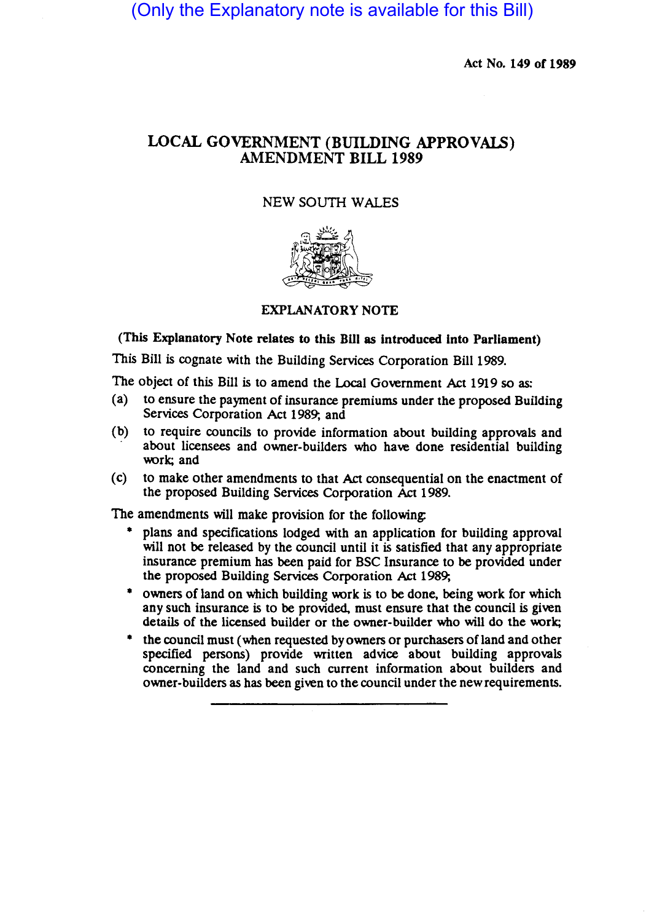(Only the Explanatory note is available for this Bill)

Act No. 149 of 1989

# LOCAL GOVERNMENT (BUILDING APPROVALS) AMENDMENT BILL 1989

NEW SOUTH WALES

## EXPLANATORY NOTE

**(This Explanatory Note relates to this Bill as introduced into Parliament)**

This Bill is cognate with the Building Services Corporation Bill 1989.

The object of this Bill is to amend the Local Government Act 1919 so as:

(a) to ensure the payment of insurance premiums under the proposed Building Services Corporation Act 1989; and

(b) to require councils to provide information about building approvals and about licensees and owner-builders who have done residential building work; and

(c) to make other amendments to that Act consequential on the enactment of the proposed Building Services Corporation Act 1989.

The amendments will make provision for the following:

- plans and specifications lodged with an application for building approval will not be released by the council until it is satisfied that any appropriate insurance premium has been paid for BSC Insurance to be provided under the proposed Building Services Corporation Act 1989;
- owners of land on which building work is to be done, being work for which any such insurance is to be provided, must ensure that the council is given details of the licensed builder or the owner-builder who will do the work;
- the council must (when requested by owners or purchasers of land and other specified persons) provide written advice about building approvals concerning the land and such current information about builders and owner-builders as has been given to the council under the new requirements.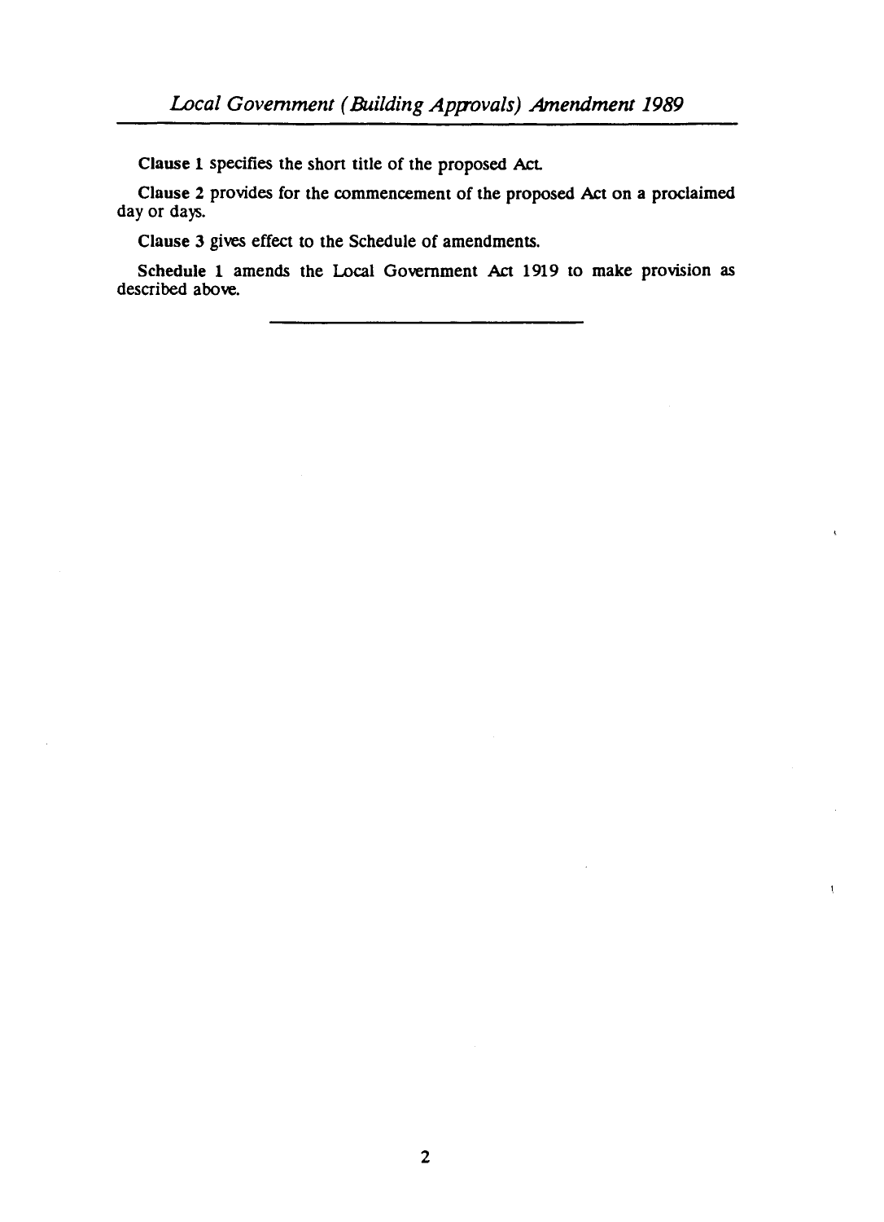**Clause 1** specifies the short title of the proposed Act.

**Clause 2** provides for the commencement of the proposed Act on a proclaimed day or days.

**Clause 3** gives effect to the Schedule of amendments.

**Schedule 1** amends the Local Government Act 1919 to make provision as described above.